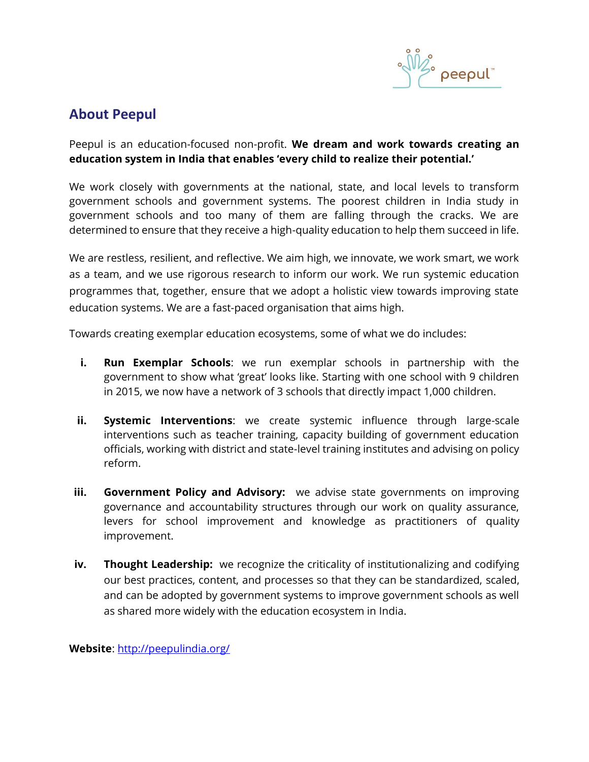## About Peepul

Peepul is an education-focused non-profit. **We dream and work towards creating an education system in India that enables 'every child to realize their potential.'**

We work closely with governments at the national, state, and local levels to transform government schools and government systems. The poorest children in India study in government schools and too many of them are falling through the cracks. We are determined to ensure that they receive a high-quality education to help them succeed in life.

We are restless, resilient, and reflective. We aim high, we innovate, we work smart, we work as a team, and we use rigorous research to inform our work. We run systemic education programmes that, together, ensure that we adopt a holistic view towards improving state education systems. We are a fast-paced organisation that aims high.

Towards creating exemplar education ecosystems, some of what we do includes:

i. **Run Exemplar Schools**: we run exemplar schools in partnership with the government to show what 'great' looks like. Starting with one school with 9 children in 2015, we now have a network of 3 schools that directly impact 1,000 children.

ii. **Systemic Interventions**: we create systemic influence through large-scale interventions such as teacher training, capacity building of government education officials, working with district and state-level training institutes and advising on policy reform.

iii. **Government Policy and Advisory:** we advise state governments on improving governance and accountability structures through our work on quality assurance, levers for school improvement and knowledge as practitioners of quality improvement.

iv. **Thought Leadership:** we recognize the criticality of institutionalizing and codifying our best practices, content, and processes so that they can be standardized, scaled, and can be adopted by government systems to improve government schools as well as shared more widely with the education ecosystem in India.

**Website**: [http://peepulindia.org/](http://peepulindia.org/)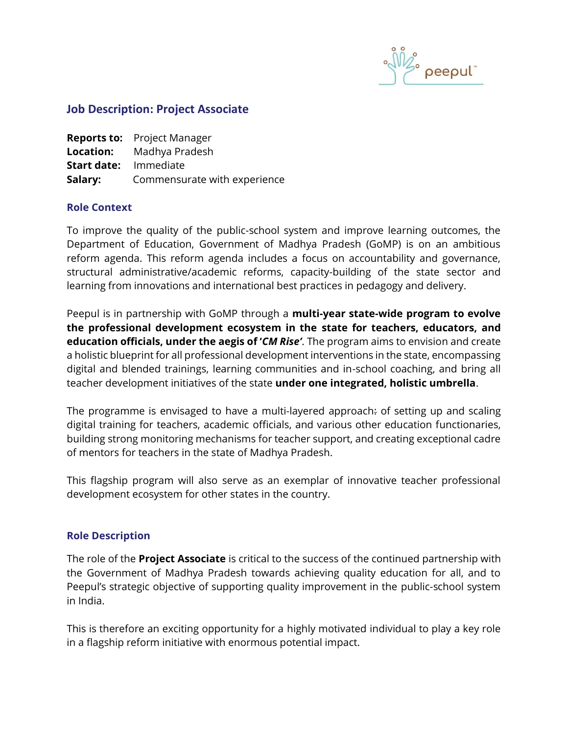## Job Description: Project Associate

**Reports to:** Project Manager
**Location:** Madhya Pradesh
**Start date:** Immediate
**Salary:** Commensurate with experience

### Role Context

To improve the quality of the public-school system and improve learning outcomes, the Department of Education, Government of Madhya Pradesh (GoMP) is on an ambitious reform agenda. This reform agenda includes a focus on accountability and governance, structural administrative/academic reforms, capacity-building of the state sector and learning from innovations and international best practices in pedagogy and delivery.

Peepul is in partnership with GoMP through a **multi-year state-wide program to evolve the professional development ecosystem in the state for teachers, educators, and education officials, under the aegis of '*CM Rise*'**. The program aims to envision and create a holistic blueprint for all professional development interventions in the state, encompassing digital and blended trainings, learning communities and in-school coaching, and bring all teacher development initiatives of the state **under one integrated, holistic umbrella**.

The programme is envisaged to have a multi-layered approach: of setting up and scaling digital training for teachers, academic officials, and various other education functionaries, building strong monitoring mechanisms for teacher support, and creating exceptional cadre of mentors for teachers in the state of Madhya Pradesh.

This flagship program will also serve as an exemplar of innovative teacher professional development ecosystem for other states in the country.

### Role Description

The role of the **Project Associate** is critical to the success of the continued partnership with the Government of Madhya Pradesh towards achieving quality education for all, and to Peepul's strategic objective of supporting quality improvement in the public-school system in India.

This is therefore an exciting opportunity for a highly motivated individual to play a key role in a flagship reform initiative with enormous potential impact.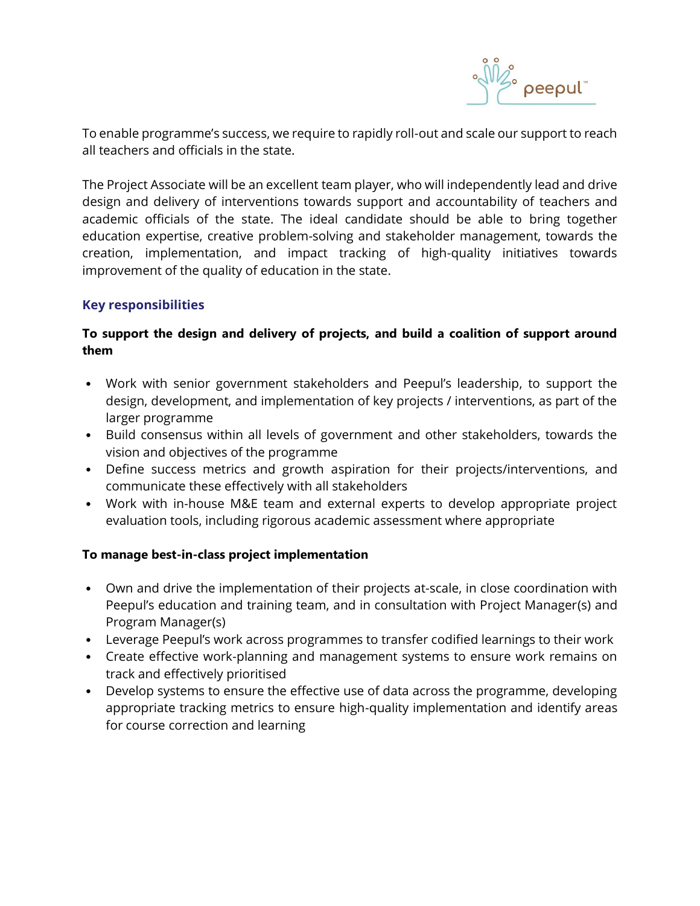To enable programme's success, we require to rapidly roll-out and scale our support to reach all teachers and officials in the state.

The Project Associate will be an excellent team player, who will independently lead and drive design and delivery of interventions towards support and accountability of teachers and academic officials of the state. The ideal candidate should be able to bring together education expertise, creative problem-solving and stakeholder management, towards the creation, implementation, and impact tracking of high-quality initiatives towards improvement of the quality of education in the state.

### Key responsibilities

**To support the design and delivery of projects, and build a coalition of support around them**

- Work with senior government stakeholders and Peepul's leadership, to support the design, development, and implementation of key projects / interventions, as part of the larger programme
- Build consensus within all levels of government and other stakeholders, towards the vision and objectives of the programme
- Define success metrics and growth aspiration for their projects/interventions, and communicate these effectively with all stakeholders
- Work with in-house M&E team and external experts to develop appropriate project evaluation tools, including rigorous academic assessment where appropriate

**To manage best-in-class project implementation**

- Own and drive the implementation of their projects at-scale, in close coordination with Peepul's education and training team, and in consultation with Project Manager(s) and Program Manager(s)
- Leverage Peepul's work across programmes to transfer codified learnings to their work
- Create effective work-planning and management systems to ensure work remains on track and effectively prioritised
- Develop systems to ensure the effective use of data across the programme, developing appropriate tracking metrics to ensure high-quality implementation and identify areas for course correction and learning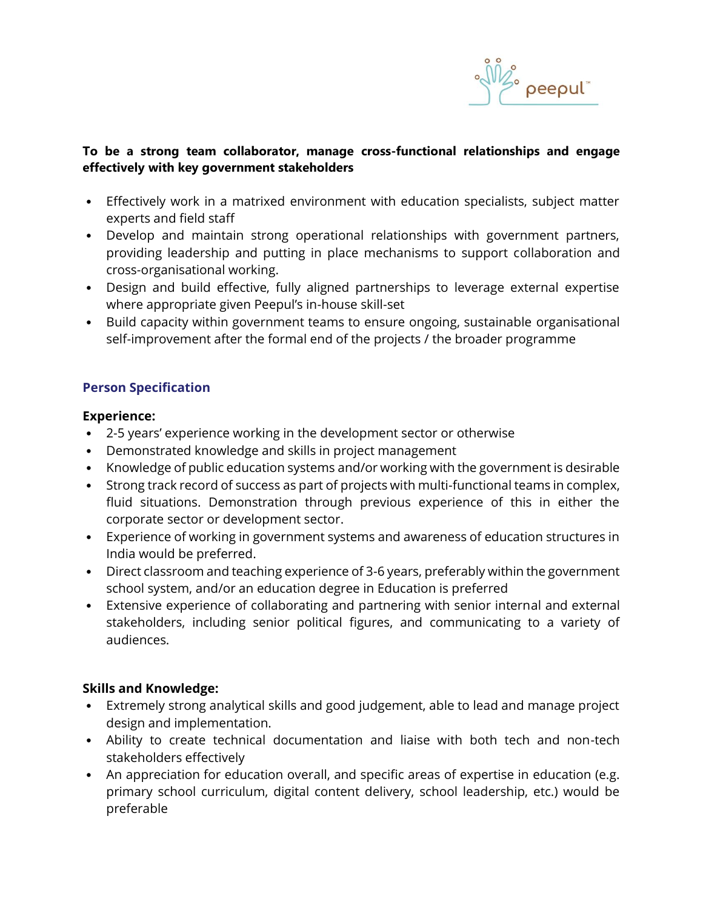**To be a strong team collaborator, manage cross-functional relationships and engage effectively with key government stakeholders**

- Effectively work in a matrixed environment with education specialists, subject matter experts and field staff
- Develop and maintain strong operational relationships with government partners, providing leadership and putting in place mechanisms to support collaboration and cross-organisational working.
- Design and build effective, fully aligned partnerships to leverage external expertise where appropriate given Peepul's in-house skill-set
- Build capacity within government teams to ensure ongoing, sustainable organisational self-improvement after the formal end of the projects / the broader programme

## Person Specification

**Experience:**

- 2-5 years' experience working in the development sector or otherwise
- Demonstrated knowledge and skills in project management
- Knowledge of public education systems and/or working with the government is desirable
- Strong track record of success as part of projects with multi-functional teams in complex, fluid situations. Demonstration through previous experience of this in either the corporate sector or development sector.
- Experience of working in government systems and awareness of education structures in India would be preferred.
- Direct classroom and teaching experience of 3-6 years, preferably within the government school system, and/or an education degree in Education is preferred
- Extensive experience of collaborating and partnering with senior internal and external stakeholders, including senior political figures, and communicating to a variety of audiences.

**Skills and Knowledge:**

- Extremely strong analytical skills and good judgement, able to lead and manage project design and implementation.
- Ability to create technical documentation and liaise with both tech and non-tech stakeholders effectively
- An appreciation for education overall, and specific areas of expertise in education (e.g. primary school curriculum, digital content delivery, school leadership, etc.) would be preferable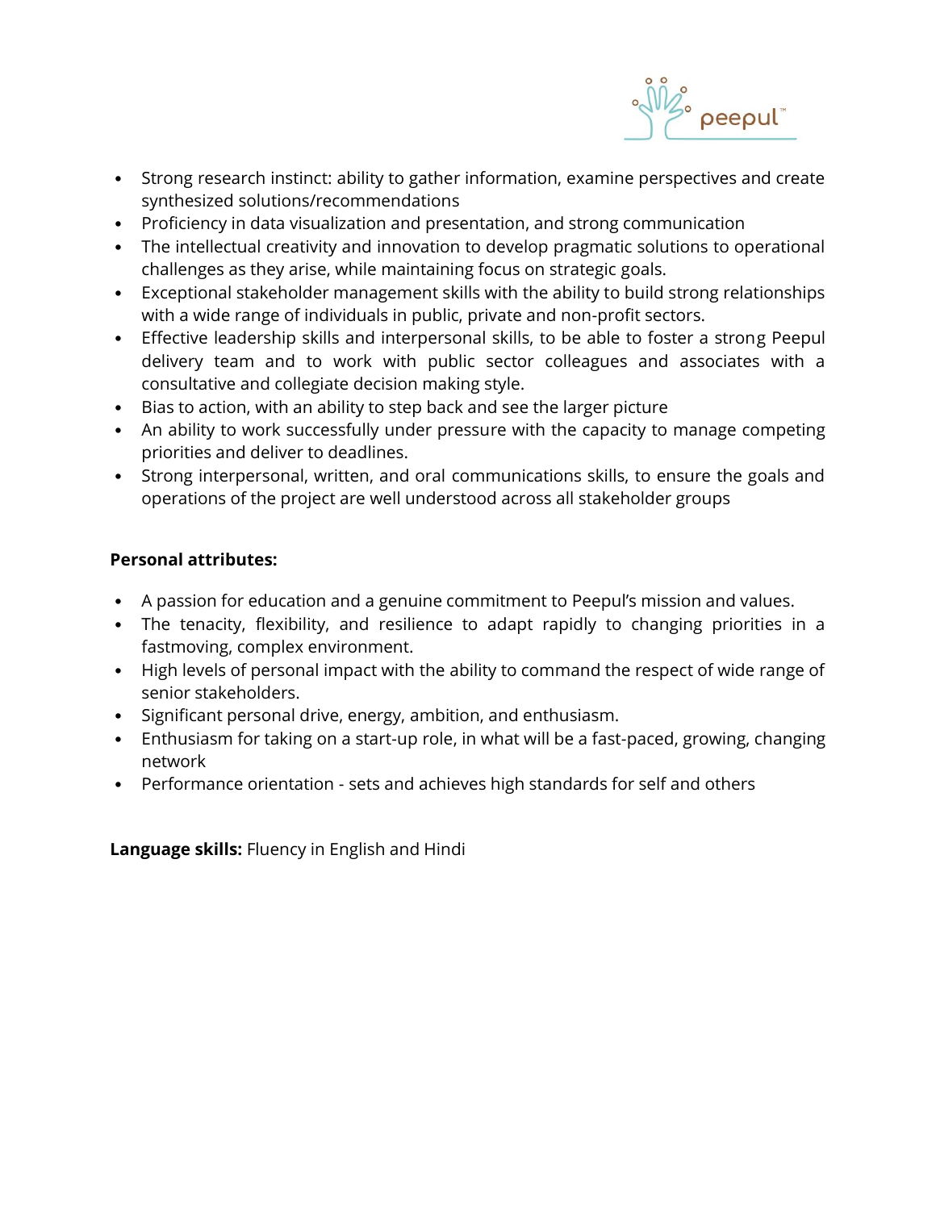- Strong research instinct: ability to gather information, examine perspectives and create synthesized solutions/recommendations
- Proficiency in data visualization and presentation, and strong communication
- The intellectual creativity and innovation to develop pragmatic solutions to operational challenges as they arise, while maintaining focus on strategic goals.
- Exceptional stakeholder management skills with the ability to build strong relationships with a wide range of individuals in public, private and non-profit sectors.
- Effective leadership skills and interpersonal skills, to be able to foster a strong Peepul delivery team and to work with public sector colleagues and associates with a consultative and collegiate decision making style.
- Bias to action, with an ability to step back and see the larger picture
- An ability to work successfully under pressure with the capacity to manage competing priorities and deliver to deadlines.
- Strong interpersonal, written, and oral communications skills, to ensure the goals and operations of the project are well understood across all stakeholder groups

**Personal attributes:**

- A passion for education and a genuine commitment to Peepul's mission and values.
- The tenacity, flexibility, and resilience to adapt rapidly to changing priorities in a fastmoving, complex environment.
- High levels of personal impact with the ability to command the respect of wide range of senior stakeholders.
- Significant personal drive, energy, ambition, and enthusiasm.
- Enthusiasm for taking on a start-up role, in what will be a fast-paced, growing, changing network
- Performance orientation - sets and achieves high standards for self and others

**Language skills:** Fluency in English and Hindi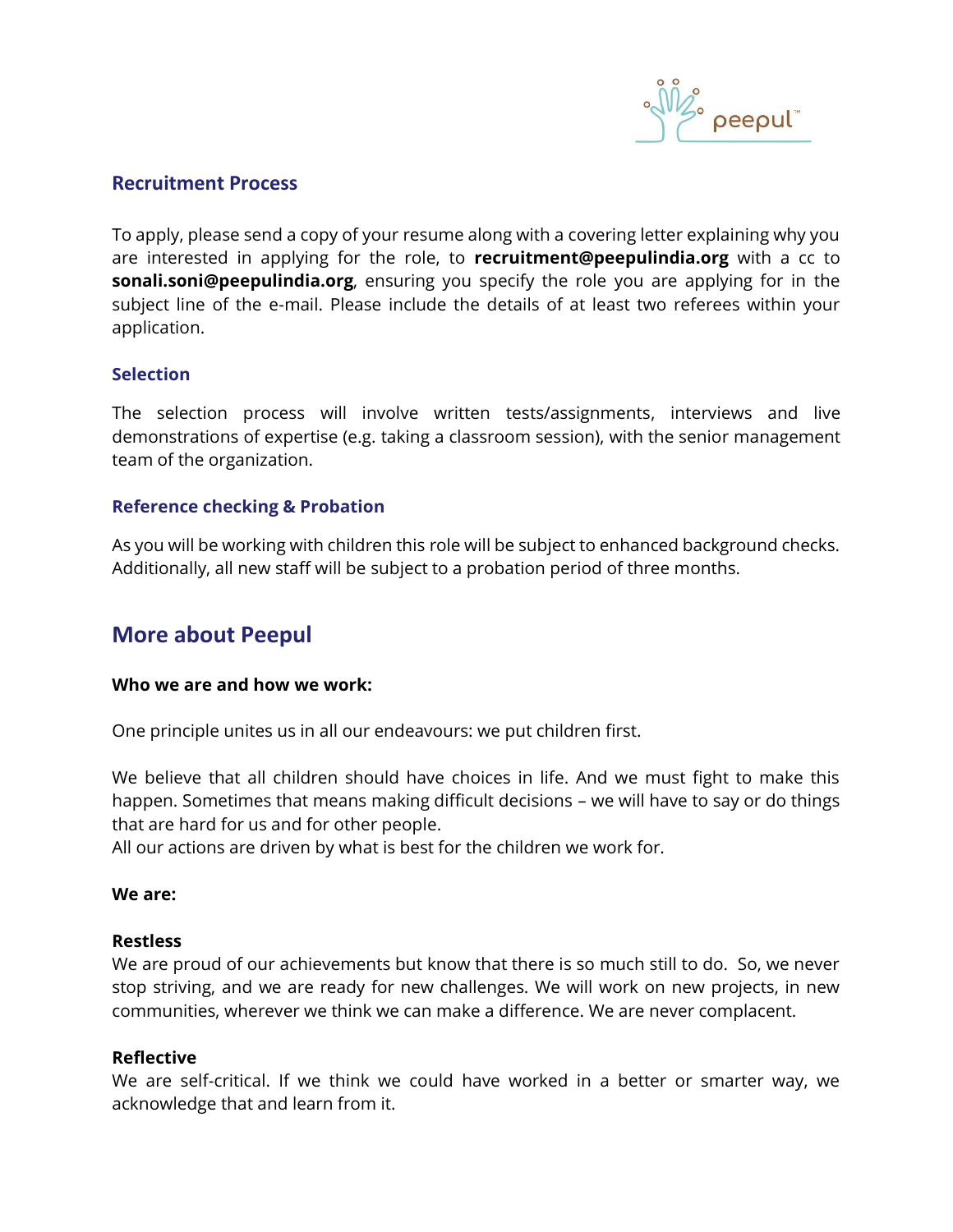## Recruitment Process

To apply, please send a copy of your resume along with a covering letter explaining why you are interested in applying for the role, to **recruitment@peepulindia.org** with a cc to **sonali.soni@peepulindia.org**, ensuring you specify the role you are applying for in the subject line of the e-mail. Please include the details of at least two referees within your application.

### Selection

The selection process will involve written tests/assignments, interviews and live demonstrations of expertise (e.g. taking a classroom session), with the senior management team of the organization.

### Reference checking & Probation

As you will be working with children this role will be subject to enhanced background checks. Additionally, all new staff will be subject to a probation period of three months.

## More about Peepul

**Who we are and how we work:**

One principle unites us in all our endeavours: we put children first.

We believe that all children should have choices in life. And we must fight to make this happen. Sometimes that means making difficult decisions – we will have to say or do things that are hard for us and for other people.
All our actions are driven by what is best for the children we work for.

**We are:**

**Restless**
We are proud of our achievements but know that there is so much still to do. So, we never stop striving, and we are ready for new challenges. We will work on new projects, in new communities, wherever we think we can make a difference. We are never complacent.

**Reflective**
We are self-critical. If we think we could have worked in a better or smarter way, we acknowledge that and learn from it.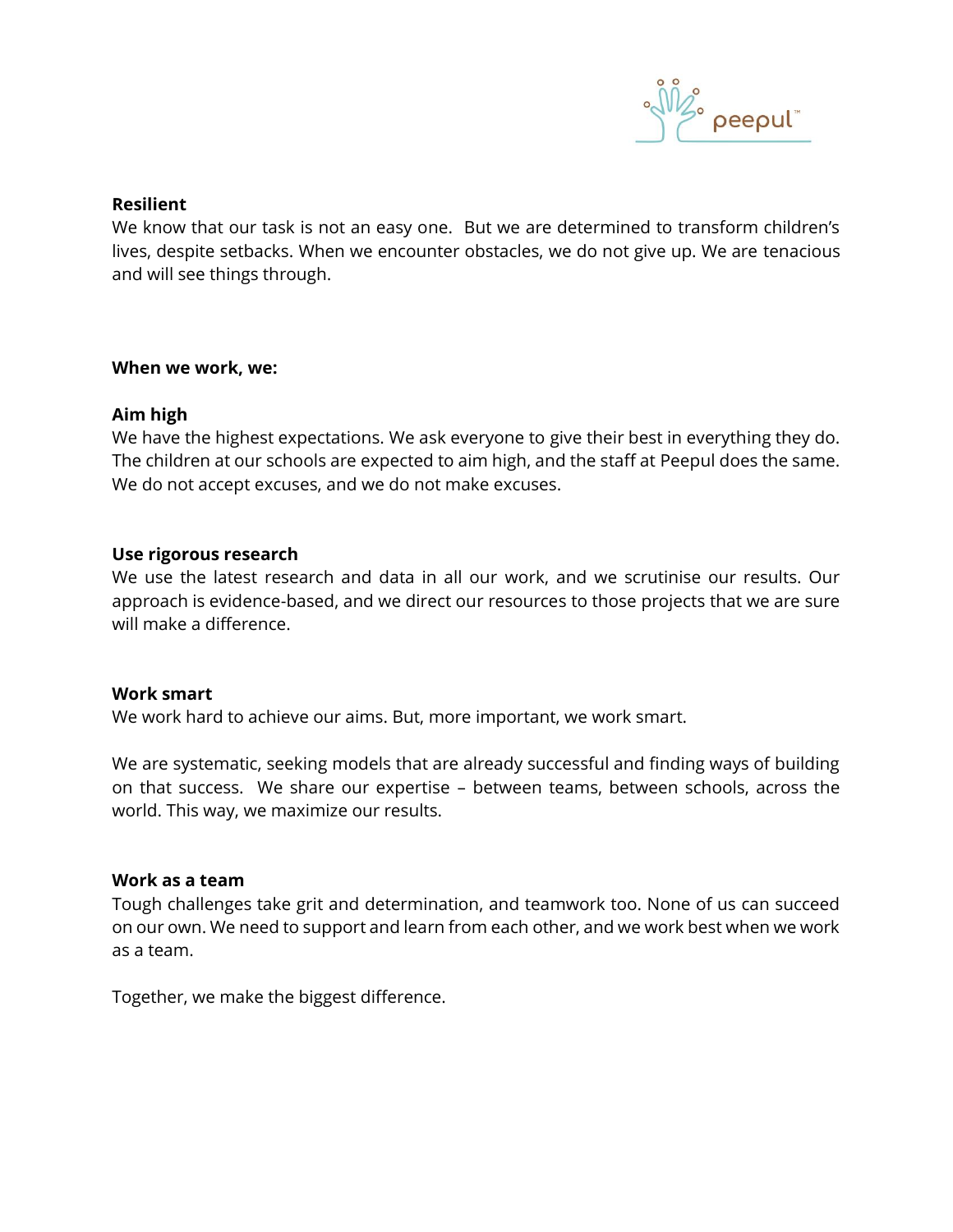**Resilient**
We know that our task is not an easy one. But we are determined to transform children's lives, despite setbacks. When we encounter obstacles, we do not give up. We are tenacious and will see things through.

**When we work, we:**

**Aim high**
We have the highest expectations. We ask everyone to give their best in everything they do. The children at our schools are expected to aim high, and the staff at Peepul does the same. We do not accept excuses, and we do not make excuses.

**Use rigorous research**
We use the latest research and data in all our work, and we scrutinise our results. Our approach is evidence-based, and we direct our resources to those projects that we are sure will make a difference.

**Work smart**
We work hard to achieve our aims. But, more important, we work smart.

We are systematic, seeking models that are already successful and finding ways of building on that success. We share our expertise – between teams, between schools, across the world. This way, we maximize our results.

**Work as a team**
Tough challenges take grit and determination, and teamwork too. None of us can succeed on our own. We need to support and learn from each other, and we work best when we work as a team.

Together, we make the biggest difference.